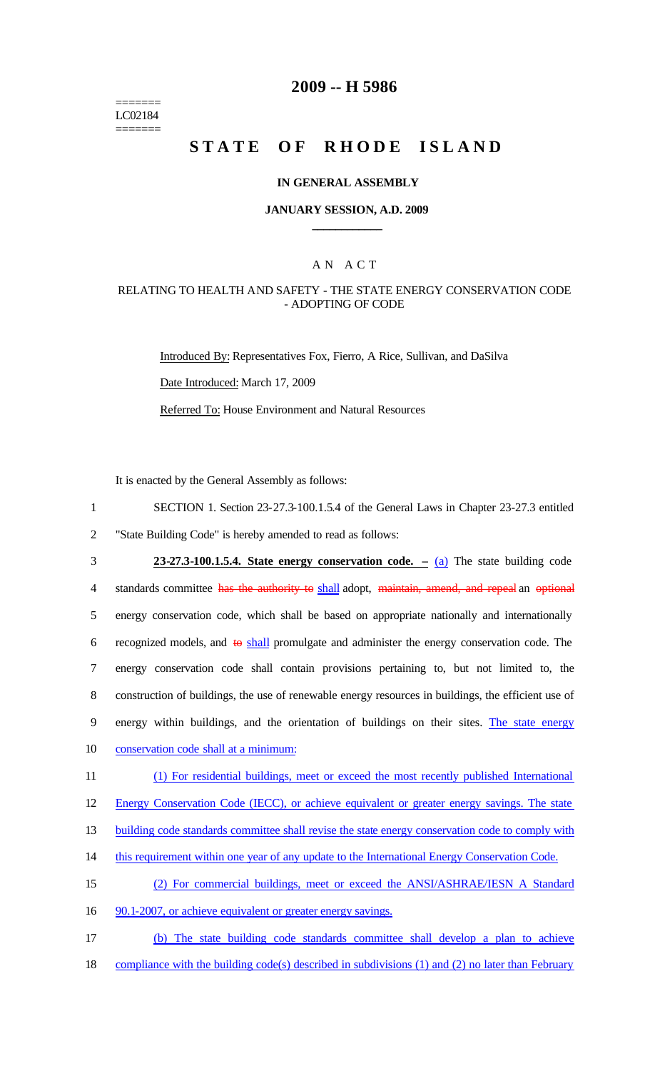=======
LC02184
=======

# 2009 -- H 5986

# STATE OF RHODE ISLAND

**IN GENERAL ASSEMBLY**

**JANUARY SESSION, A.D. 2009**

____________

A N A C T

RELATING TO HEALTH AND SAFETY - THE STATE ENERGY CONSERVATION CODE - ADOPTING OF CODE

Introduced By: Representatives Fox, Fierro, A Rice, Sullivan, and DaSilva

Date Introduced: March 17, 2009

Referred To: House Environment and Natural Resources

It is enacted by the General Assembly as follows:

1 SECTION 1. Section 23-27.3-100.1.5.4 of the General Laws in Chapter 23-27.3 entitled
2 "State Building Code" is hereby amended to read as follows:

3 **23-27.3-100.1.5.4. State energy conservation code. –** (a) The state building code
4 standards committee ~~has the authority to~~ shall adopt, ~~maintain, amend, and repeal~~ an ~~optional~~
5 energy conservation code, which shall be based on appropriate nationally and internationally
6 recognized models, and ~~to~~ shall promulgate and administer the energy conservation code. The
7 energy conservation code shall contain provisions pertaining to, but not limited to, the
8 construction of buildings, the use of renewable energy resources in buildings, the efficient use of
9 energy within buildings, and the orientation of buildings on their sites. The state energy
10 conservation code shall at a minimum:

11 (1) For residential buildings, meet or exceed the most recently published International
12 Energy Conservation Code (IECC), or achieve equivalent or greater energy savings. The state
13 building code standards committee shall revise the state energy conservation code to comply with
14 this requirement within one year of any update to the International Energy Conservation Code.

15 (2) For commercial buildings, meet or exceed the ANSI/ASHRAE/IESN A Standard
16 90.1-2007, or achieve equivalent or greater energy savings.

17 (b) The state building code standards committee shall develop a plan to achieve
18 compliance with the building code(s) described in subdivisions (1) and (2) no later than February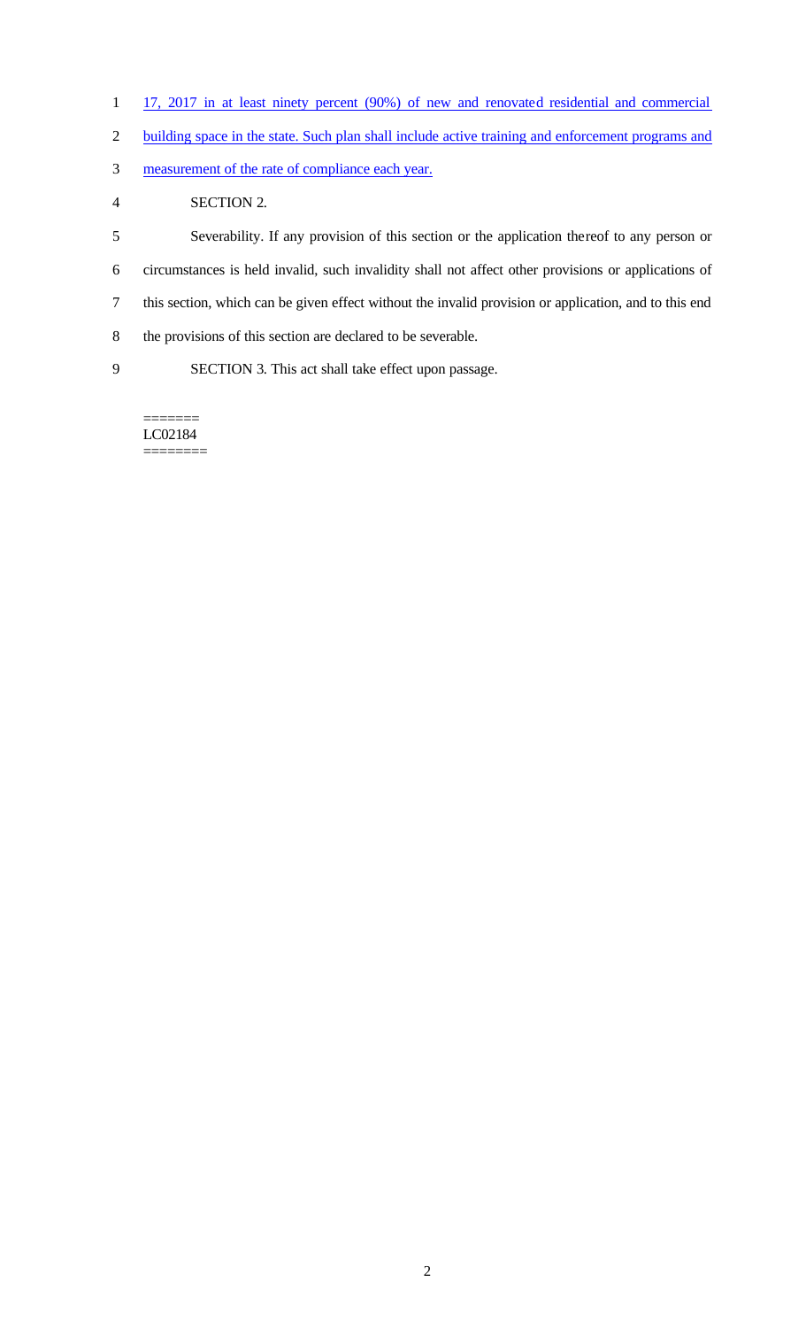17, 2017 in at least ninety percent (90%) of new and renovated residential and commercial building space in the state. Such plan shall include active training and enforcement programs and measurement of the rate of compliance each year.

SECTION 2.

Severability. If any provision of this section or the application thereof to any person or circumstances is held invalid, such invalidity shall not affect other provisions or applications of this section, which can be given effect without the invalid provision or application, and to this end the provisions of this section are declared to be severable.

SECTION 3. This act shall take effect upon passage.

=======
LC02184
========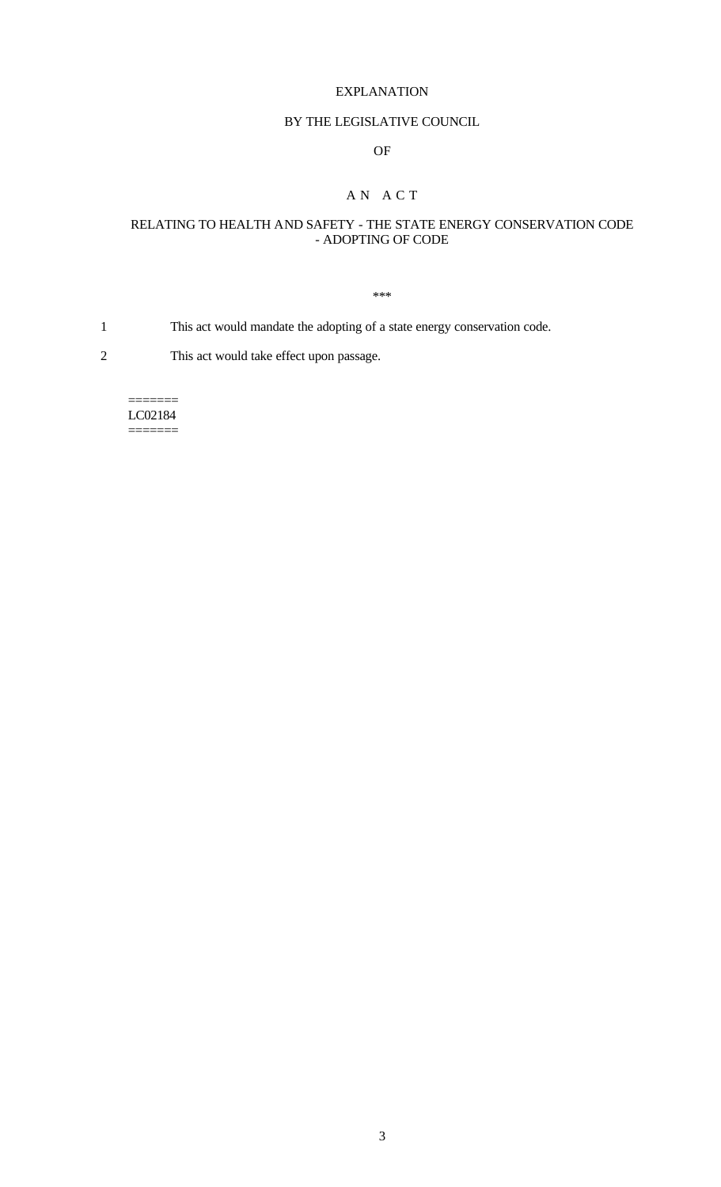EXPLANATION

BY THE LEGISLATIVE COUNCIL

OF

A N A C T

RELATING TO HEALTH AND SAFETY - THE STATE ENERGY CONSERVATION CODE - ADOPTING OF CODE

\*\*\*

1 This act would mandate the adopting of a state energy conservation code.

2 This act would take effect upon passage.

=======
LC02184
=======